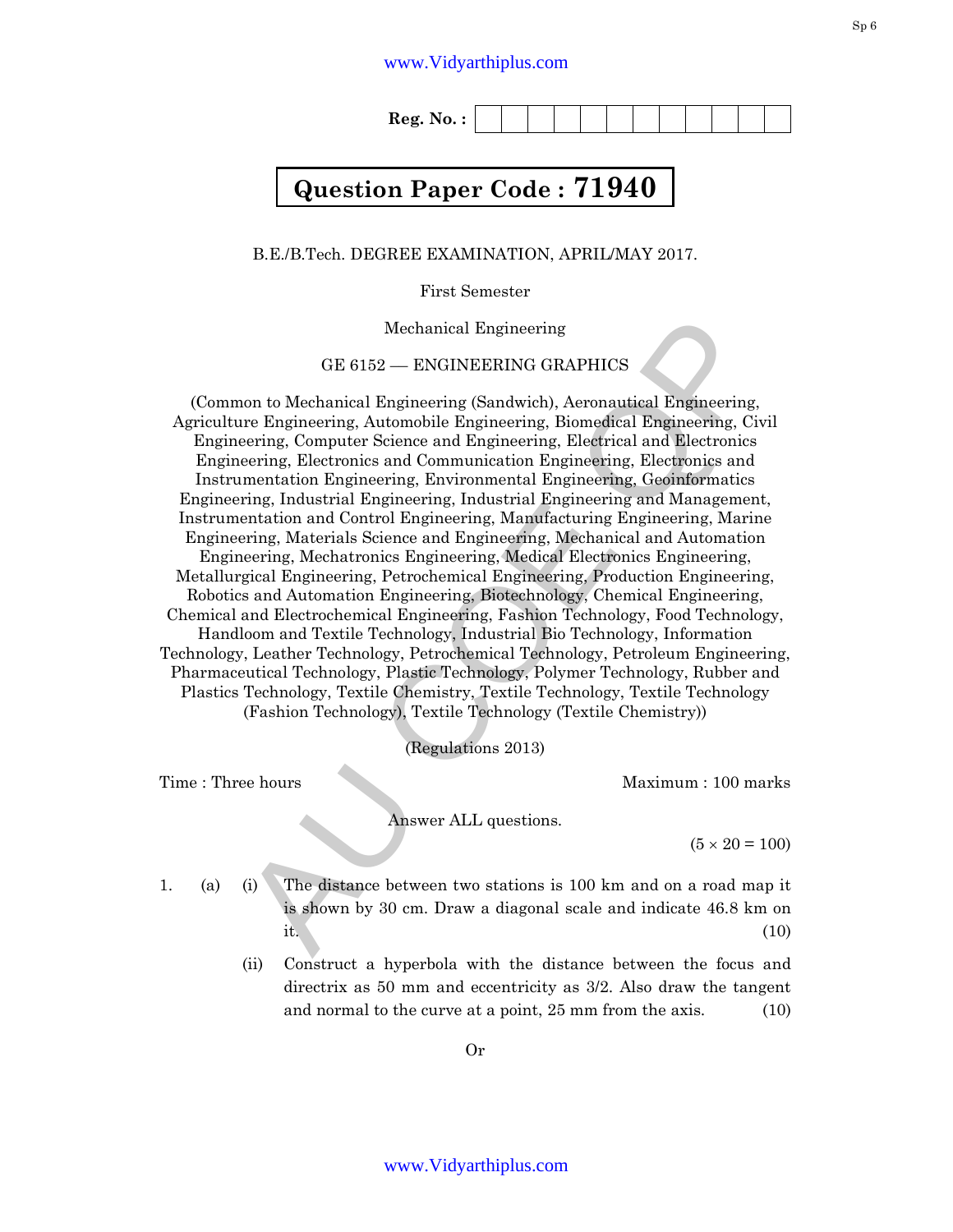Reg. No. :

# Question Paper Code : 71940

B.E./B.Tech. DEGREE EXAMINATION, APRIL/MAY 2017.

First Semester

Mechanical Engineering

GE 6152 — ENGINEERING GRAPHICS

(Common to Mechanical Engineering (Sandwich), Aeronautical Engineering, Agriculture Engineering, Automobile Engineering, Biomedical Engineering, Civil Engineering, Computer Science and Engineering, Electrical and Electronics Engineering, Electronics and Communication Engineering, Electronics and Instrumentation Engineering, Environmental Engineering, Geoinformatics Engineering, Industrial Engineering, Industrial Engineering and Management, Instrumentation and Control Engineering, Manufacturing Engineering, Marine Engineering, Materials Science and Engineering, Mechanical and Automation Engineering, Mechatronics Engineering, Medical Electronics Engineering, Metallurgical Engineering, Petrochemical Engineering, Production Engineering, Robotics and Automation Engineering, Biotechnology, Chemical Engineering, Chemical and Electrochemical Engineering, Fashion Technology, Food Technology, Handloom and Textile Technology, Industrial Bio Technology, Information Technology, Leather Technology, Petrochemical Technology, Petroleum Engineering, Pharmaceutical Technology, Plastic Technology, Polymer Technology, Rubber and Plastics Technology, Textile Chemistry, Textile Technology, Textile Technology (Fashion Technology), Textile Technology (Textile Chemistry))

(Regulations 2013)

Time : Three hours | Maximum : 100 marks

Answer ALL questions.

($5 \times 20 = 100$)

1. (a) (i) The distance between two stations is 100 km and on a road map it is shown by 30 cm. Draw a diagonal scale and indicate 46.8 km on it. (10)

   (ii) Construct a hyperbola with the distance between the focus and directrix as 50 mm and eccentricity as 3/2. Also draw the tangent and normal to the curve at a point, 25 mm from the axis. (10)

Or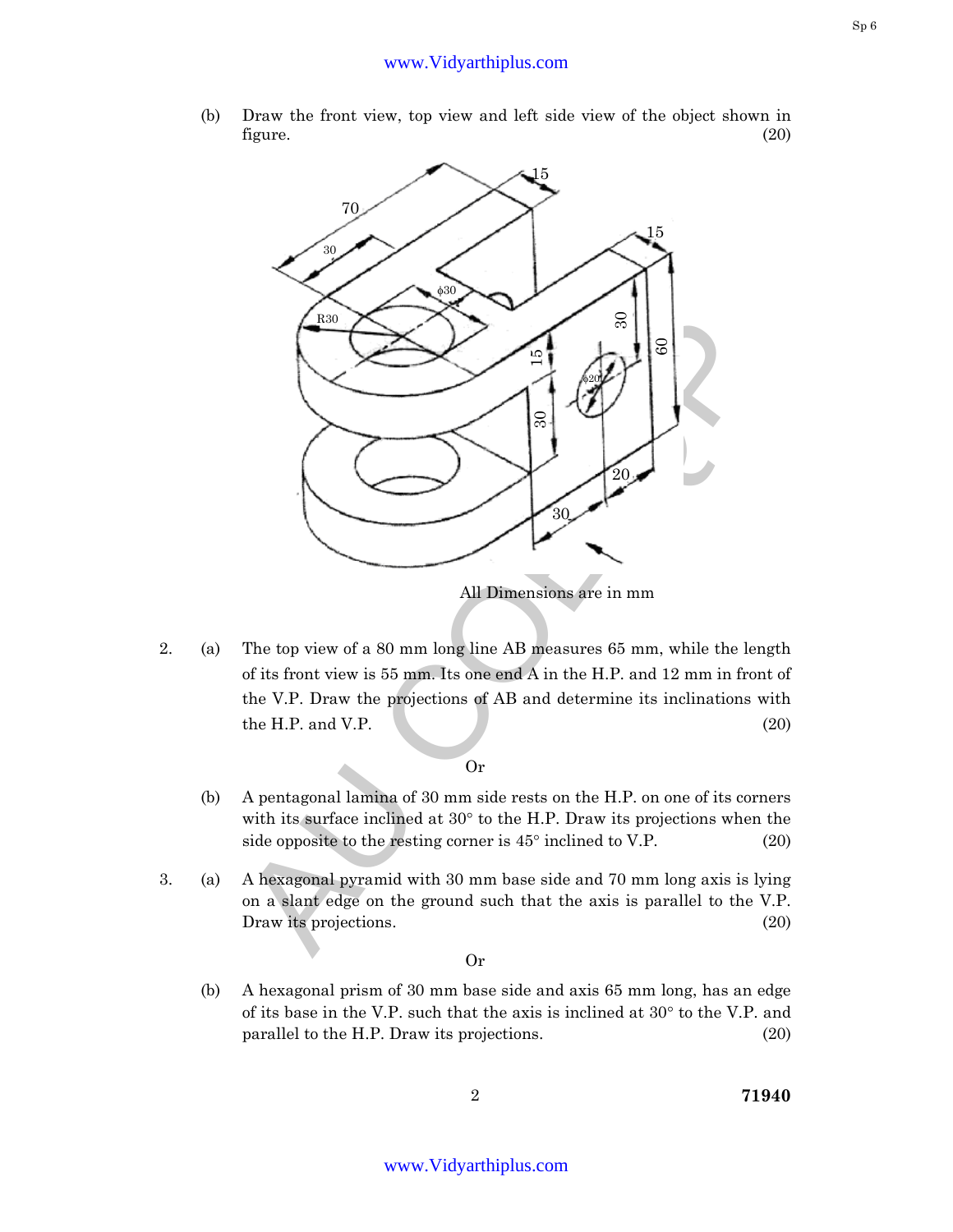(b) Draw the front view, top view and left side view of the object shown in figure. (20)

All Dimensions are in mm

2. (a) The top view of a 80 mm long line AB measures 65 mm, while the length of its front view is 55 mm. Its one end A in the H.P. and 12 mm in front of the V.P. Draw the projections of AB and determine its inclinations with the H.P. and V.P. (20)

Or

(b) A pentagonal lamina of 30 mm side rests on the H.P. on one of its corners with its surface inclined at 30° to the H.P. Draw its projections when the side opposite to the resting corner is 45° inclined to V.P. (20)

3. (a) A hexagonal pyramid with 30 mm base side and 70 mm long axis is lying on a slant edge on the ground such that the axis is parallel to the V.P. Draw its projections. (20)

Or

(b) A hexagonal prism of 30 mm base side and axis 65 mm long, has an edge of its base in the V.P. such that the axis is inclined at 30° to the V.P. and parallel to the H.P. Draw its projections. (20)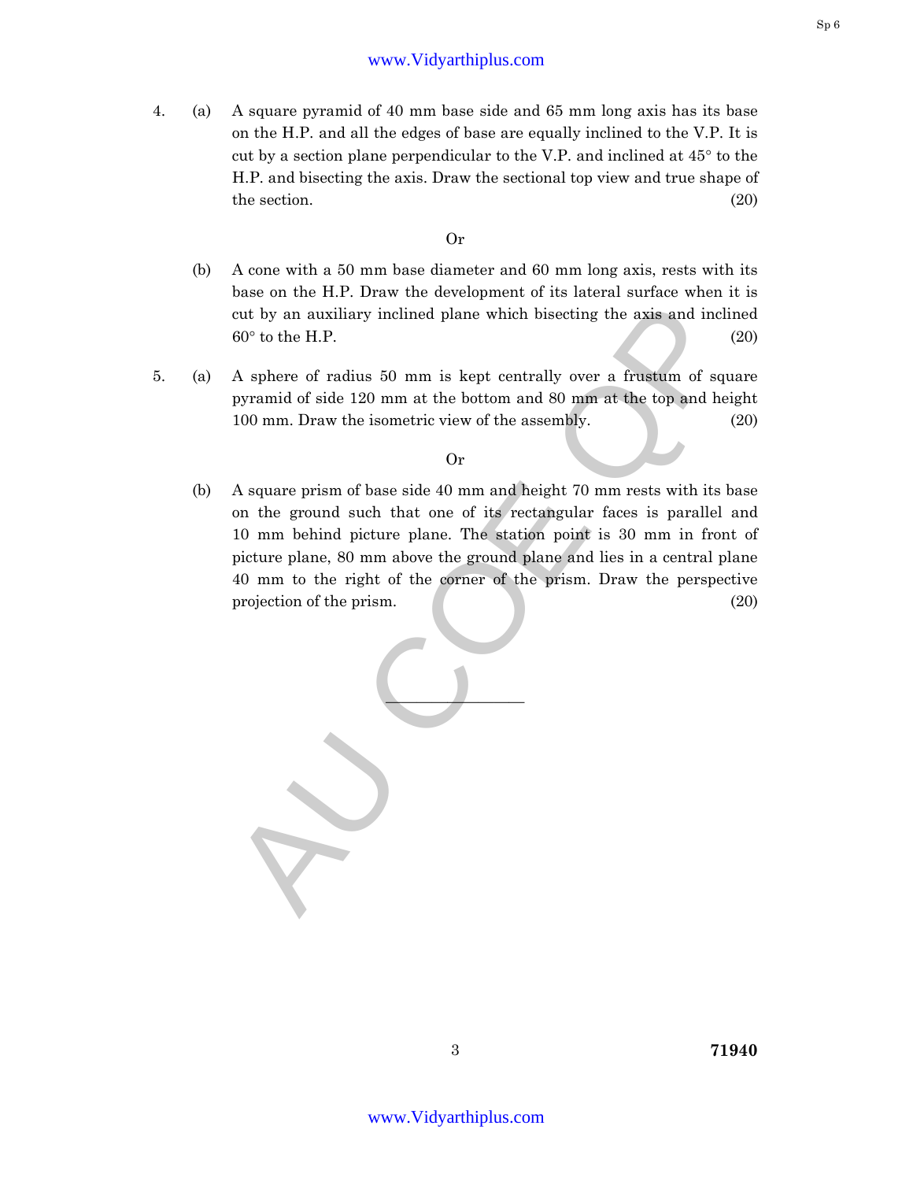4. (a) A square pyramid of 40 mm base side and 65 mm long axis has its base on the H.P. and all the edges of base are equally inclined to the V.P. It is cut by a section plane perpendicular to the V.P. and inclined at 45° to the H.P. and bisecting the axis. Draw the sectional top view and true shape of the section. (20)

Or

(b) A cone with a 50 mm base diameter and 60 mm long axis, rests with its base on the H.P. Draw the development of its lateral surface when it is cut by an auxiliary inclined plane which bisecting the axis and inclined 60° to the H.P. (20)

5. (a) A sphere of radius 50 mm is kept centrally over a frustum of square pyramid of side 120 mm at the bottom and 80 mm at the top and height 100 mm. Draw the isometric view of the assembly. (20)

Or

(b) A square prism of base side 40 mm and height 70 mm rests with its base on the ground such that one of its rectangular faces is parallel and 10 mm behind picture plane. The station point is 30 mm in front of picture plane, 80 mm above the ground plane and lies in a central plane 40 mm to the right of the corner of the prism. Draw the perspective projection of the prism. (20)

———————